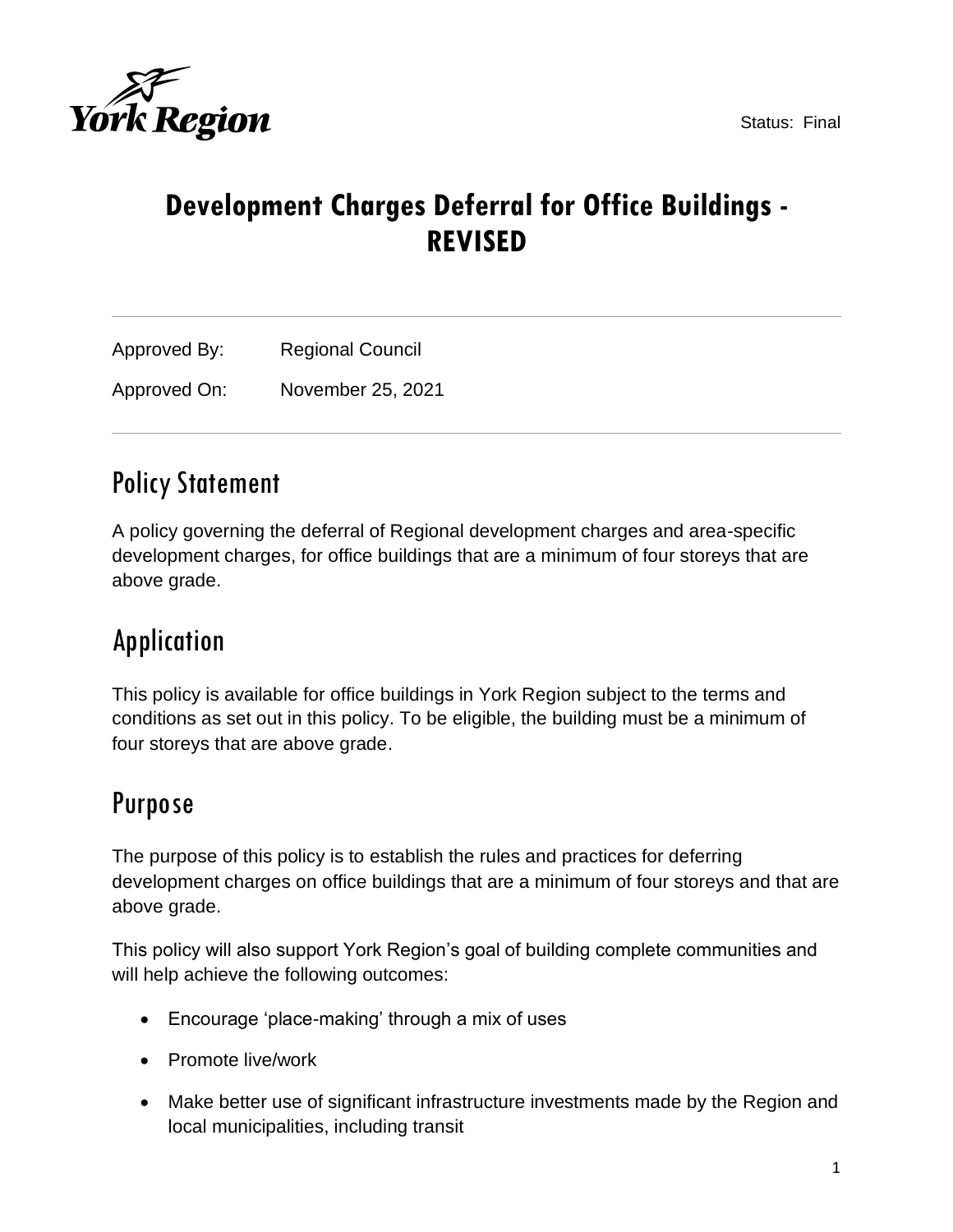Status: Final

# Development Charges Deferral for Office Buildings - REVISED

Approved By: Regional Council

Approved On: November 25, 2021

## Policy Statement

A policy governing the deferral of Regional development charges and area-specific development charges, for office buildings that are a minimum of four storeys that are above grade.

## Application

This policy is available for office buildings in York Region subject to the terms and conditions as set out in this policy. To be eligible, the building must be a minimum of four storeys that are above grade.

## Purpose

The purpose of this policy is to establish the rules and practices for deferring development charges on office buildings that are a minimum of four storeys and that are above grade.

This policy will also support York Region's goal of building complete communities and will help achieve the following outcomes:

- Encourage 'place-making' through a mix of uses
- Promote live/work
- Make better use of significant infrastructure investments made by the Region and local municipalities, including transit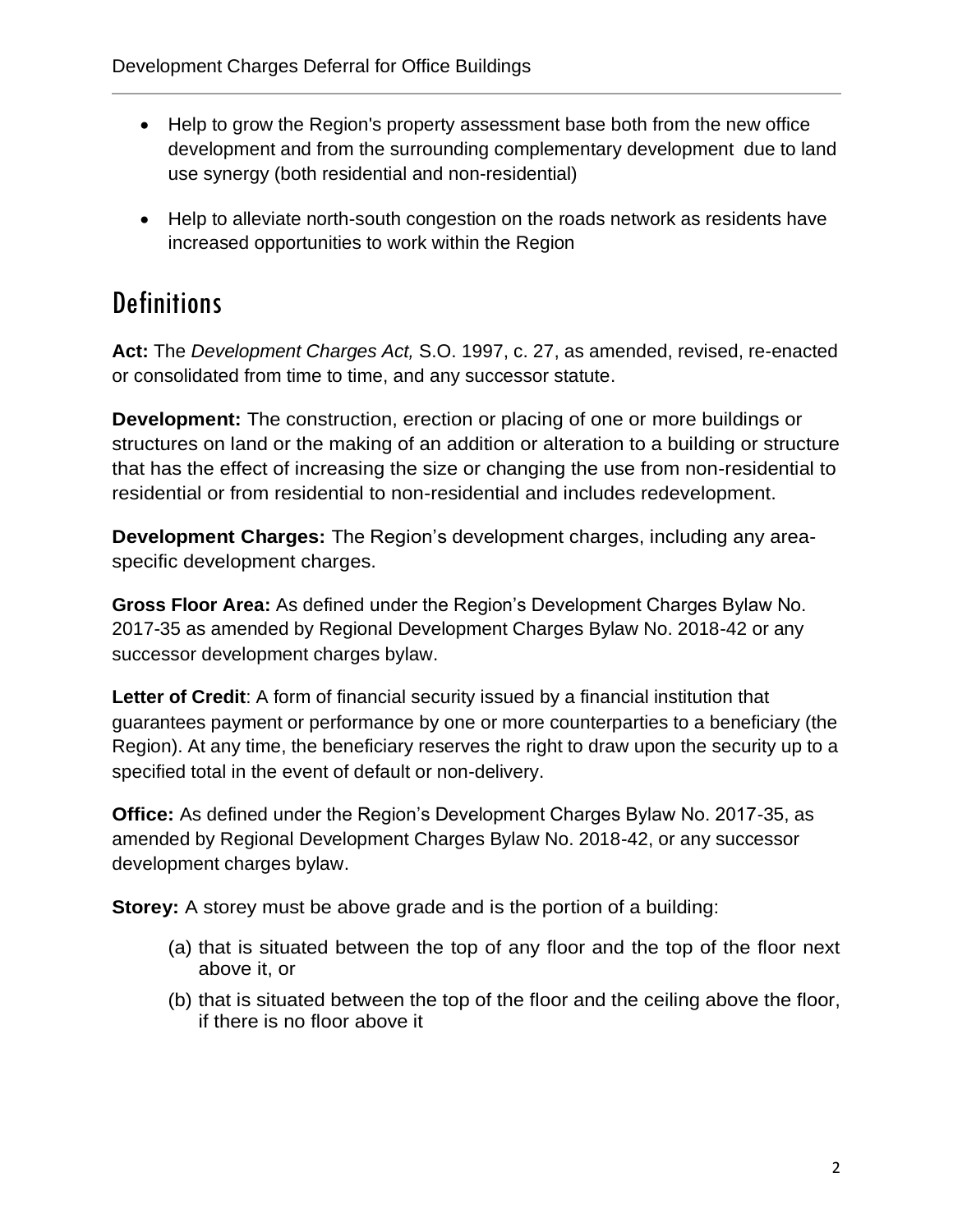- Help to grow the Region's property assessment base both from the new office development and from the surrounding complementary development due to land use synergy (both residential and non-residential)

- Help to alleviate north-south congestion on the roads network as residents have increased opportunities to work within the Region

## Definitions

**Act:** The *Development Charges Act,* S.O. 1997, c. 27, as amended, revised, re-enacted or consolidated from time to time, and any successor statute.

**Development:** The construction, erection or placing of one or more buildings or structures on land or the making of an addition or alteration to a building or structure that has the effect of increasing the size or changing the use from non-residential to residential or from residential to non-residential and includes redevelopment.

**Development Charges:** The Region's development charges, including any area-specific development charges.

**Gross Floor Area:** As defined under the Region's Development Charges Bylaw No. 2017-35 as amended by Regional Development Charges Bylaw No. 2018-42 or any successor development charges bylaw.

**Letter of Credit**: A form of financial security issued by a financial institution that guarantees payment or performance by one or more counterparties to a beneficiary (the Region). At any time, the beneficiary reserves the right to draw upon the security up to a specified total in the event of default or non-delivery.

**Office:** As defined under the Region's Development Charges Bylaw No. 2017-35, as amended by Regional Development Charges Bylaw No. 2018-42, or any successor development charges bylaw.

**Storey:** A storey must be above grade and is the portion of a building:

(a) that is situated between the top of any floor and the top of the floor next above it, or

(b) that is situated between the top of the floor and the ceiling above the floor, if there is no floor above it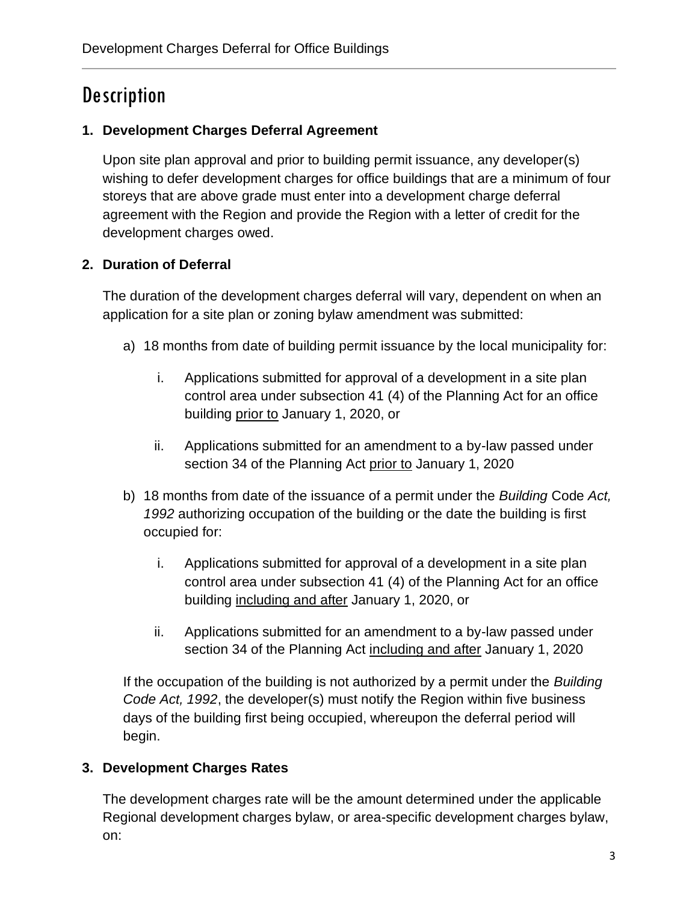# Description

**1. Development Charges Deferral Agreement**

Upon site plan approval and prior to building permit issuance, any developer(s) wishing to defer development charges for office buildings that are a minimum of four storeys that are above grade must enter into a development charge deferral agreement with the Region and provide the Region with a letter of credit for the development charges owed.

**2. Duration of Deferral**

The duration of the development charges deferral will vary, dependent on when an application for a site plan or zoning bylaw amendment was submitted:

a) 18 months from date of building permit issuance by the local municipality for:

   i. Applications submitted for approval of a development in a site plan control area under subsection 41 (4) of the Planning Act for an office building <u>prior to</u> January 1, 2020, or

   ii. Applications submitted for an amendment to a by-law passed under section 34 of the Planning Act <u>prior to</u> January 1, 2020

b) 18 months from date of the issuance of a permit under the *Building* Code *Act, 1992* authorizing occupation of the building or the date the building is first occupied for:

   i. Applications submitted for approval of a development in a site plan control area under subsection 41 (4) of the Planning Act for an office building <u>including and after</u> January 1, 2020, or

   ii. Applications submitted for an amendment to a by-law passed under section 34 of the Planning Act <u>including and after</u> January 1, 2020

If the occupation of the building is not authorized by a permit under the *Building Code Act, 1992*, the developer(s) must notify the Region within five business days of the building first being occupied, whereupon the deferral period will begin.

**3. Development Charges Rates**

The development charges rate will be the amount determined under the applicable Regional development charges bylaw, or area-specific development charges bylaw, on: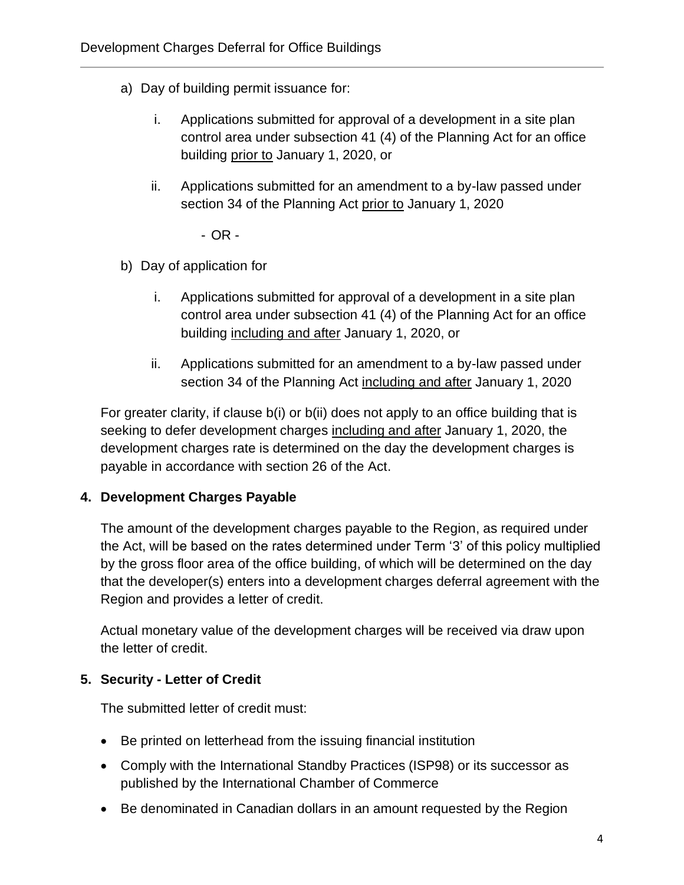a) Day of building permit issuance for:

    i. Applications submitted for approval of a development in a site plan control area under subsection 41 (4) of the Planning Act for an office building prior to January 1, 2020, or

    ii. Applications submitted for an amendment to a by-law passed under section 34 of the Planning Act prior to January 1, 2020

    \- OR -

b) Day of application for

    i. Applications submitted for approval of a development in a site plan control area under subsection 41 (4) of the Planning Act for an office building including and after January 1, 2020, or

    ii. Applications submitted for an amendment to a by-law passed under section 34 of the Planning Act including and after January 1, 2020

For greater clarity, if clause b(i) or b(ii) does not apply to an office building that is seeking to defer development charges including and after January 1, 2020, the development charges rate is determined on the day the development charges is payable in accordance with section 26 of the Act.

**4. Development Charges Payable**

The amount of the development charges payable to the Region, as required under the Act, will be based on the rates determined under Term '3' of this policy multiplied by the gross floor area of the office building, of which will be determined on the day that the developer(s) enters into a development charges deferral agreement with the Region and provides a letter of credit.

Actual monetary value of the development charges will be received via draw upon the letter of credit.

**5. Security - Letter of Credit**

The submitted letter of credit must:

- Be printed on letterhead from the issuing financial institution
- Comply with the International Standby Practices (ISP98) or its successor as published by the International Chamber of Commerce
- Be denominated in Canadian dollars in an amount requested by the Region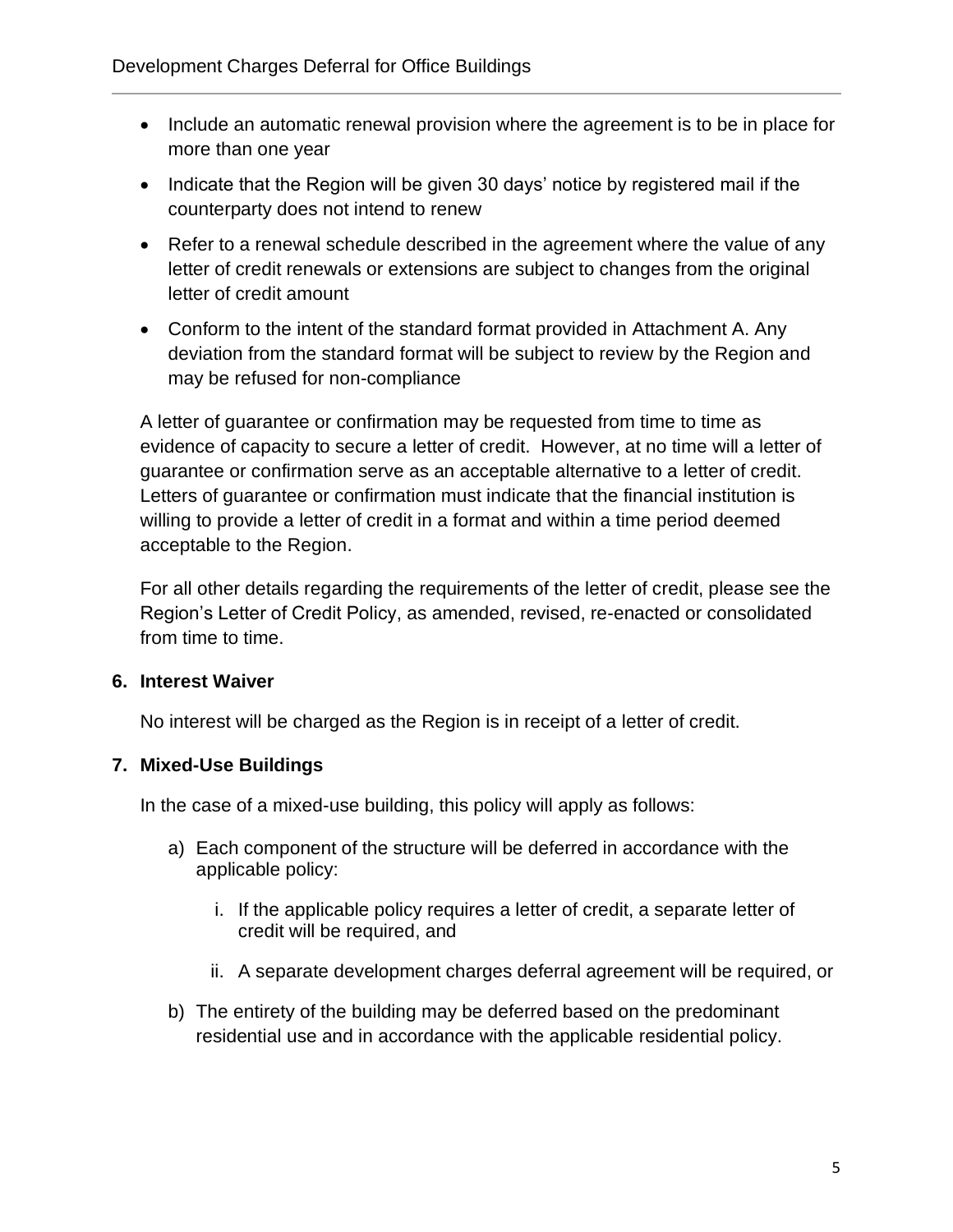- Include an automatic renewal provision where the agreement is to be in place for more than one year
- Indicate that the Region will be given 30 days' notice by registered mail if the counterparty does not intend to renew
- Refer to a renewal schedule described in the agreement where the value of any letter of credit renewals or extensions are subject to changes from the original letter of credit amount
- Conform to the intent of the standard format provided in Attachment A. Any deviation from the standard format will be subject to review by the Region and may be refused for non-compliance

A letter of guarantee or confirmation may be requested from time to time as evidence of capacity to secure a letter of credit. However, at no time will a letter of guarantee or confirmation serve as an acceptable alternative to a letter of credit. Letters of guarantee or confirmation must indicate that the financial institution is willing to provide a letter of credit in a format and within a time period deemed acceptable to the Region.

For all other details regarding the requirements of the letter of credit, please see the Region's Letter of Credit Policy, as amended, revised, re-enacted or consolidated from time to time.

## 6. Interest Waiver

No interest will be charged as the Region is in receipt of a letter of credit.

## 7. Mixed-Use Buildings

In the case of a mixed-use building, this policy will apply as follows:

a) Each component of the structure will be deferred in accordance with the applicable policy:

   i. If the applicable policy requires a letter of credit, a separate letter of credit will be required, and

   ii. A separate development charges deferral agreement will be required, or

b) The entirety of the building may be deferred based on the predominant residential use and in accordance with the applicable residential policy.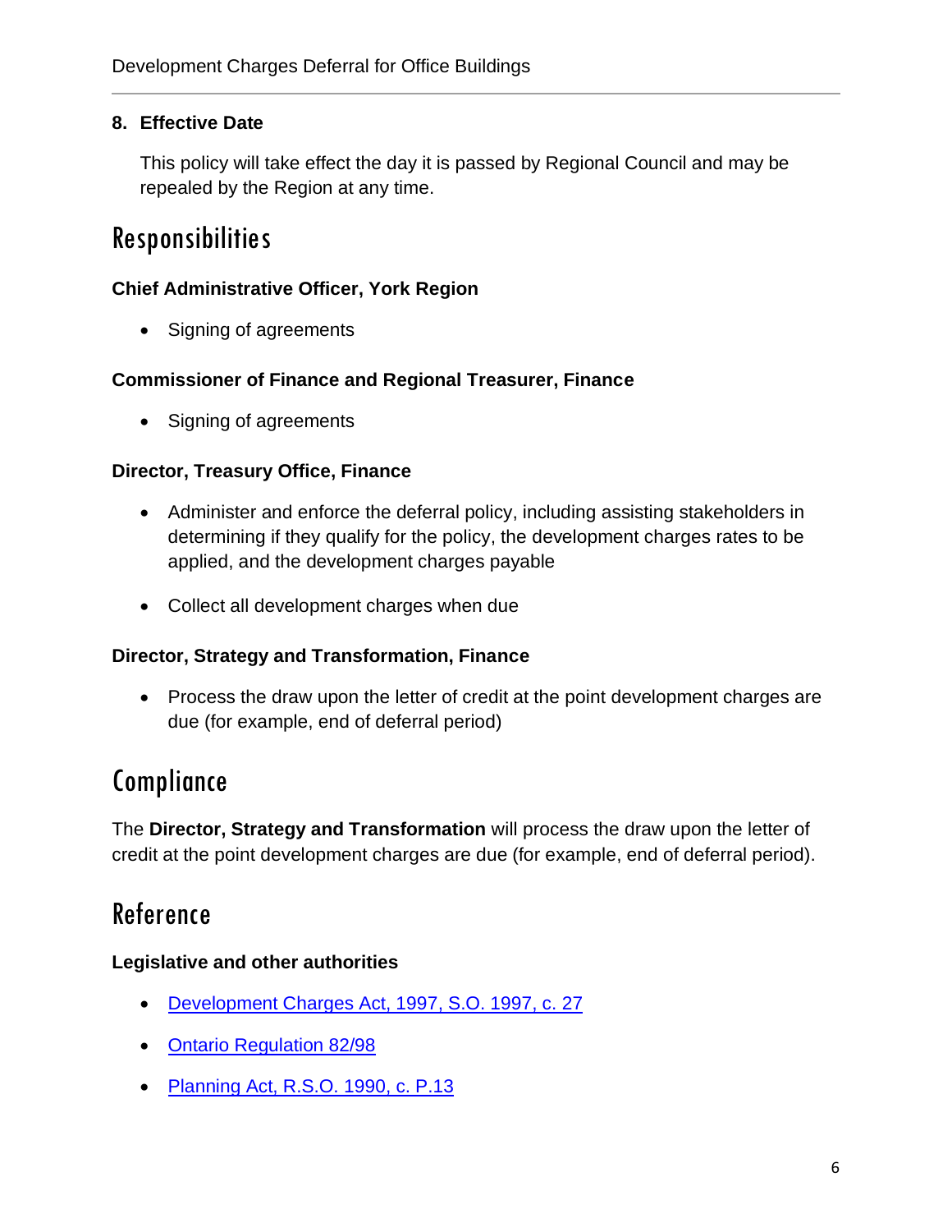**8. Effective Date**

This policy will take effect the day it is passed by Regional Council and may be repealed by the Region at any time.

# Responsibilities

**Chief Administrative Officer, York Region**

- Signing of agreements

**Commissioner of Finance and Regional Treasurer, Finance**

- Signing of agreements

**Director, Treasury Office, Finance**

- Administer and enforce the deferral policy, including assisting stakeholders in determining if they qualify for the policy, the development charges rates to be applied, and the development charges payable

- Collect all development charges when due

**Director, Strategy and Transformation, Finance**

- Process the draw upon the letter of credit at the point development charges are due (for example, end of deferral period)

# Compliance

The **Director, Strategy and Transformation** will process the draw upon the letter of credit at the point development charges are due (for example, end of deferral period).

# Reference

**Legislative and other authorities**

- Development Charges Act, 1997, S.O. 1997, c. 27

- Ontario Regulation 82/98

- Planning Act, R.S.O. 1990, c. P.13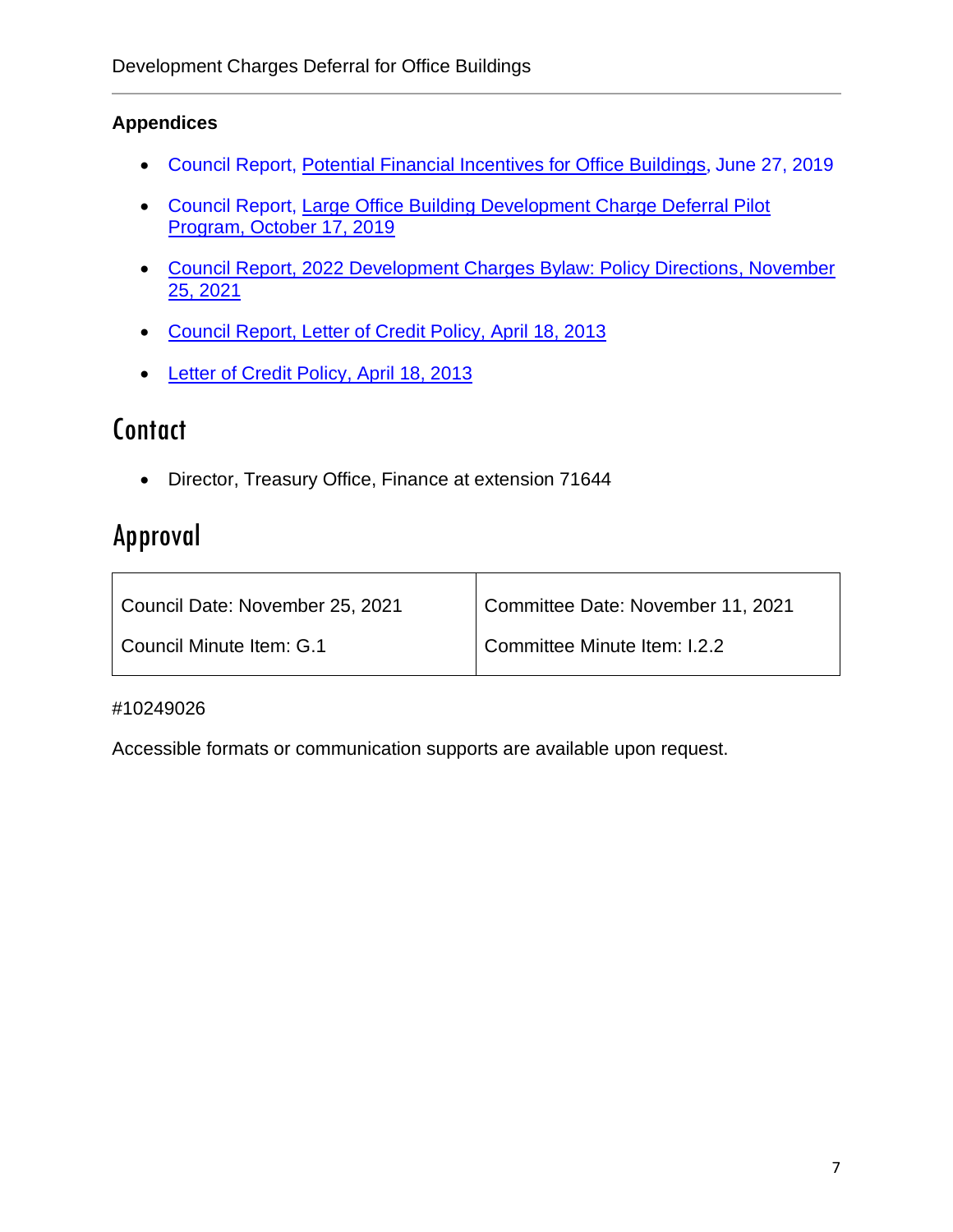**Appendices**

- Council Report, Potential Financial Incentives for Office Buildings, June 27, 2019
- Council Report, Large Office Building Development Charge Deferral Pilot Program, October 17, 2019
- Council Report, 2022 Development Charges Bylaw: Policy Directions, November 25, 2021
- Council Report, Letter of Credit Policy, April 18, 2013
- Letter of Credit Policy, April 18, 2013

# Contact

- Director, Treasury Office, Finance at extension 71644

# Approval

| Council Date: November 25, 2021<br><br>Council Minute Item: G.1 | Committee Date: November 11, 2021<br><br>Committee Minute Item: I.2.2 |
|---|---|

#10249026

Accessible formats or communication supports are available upon request.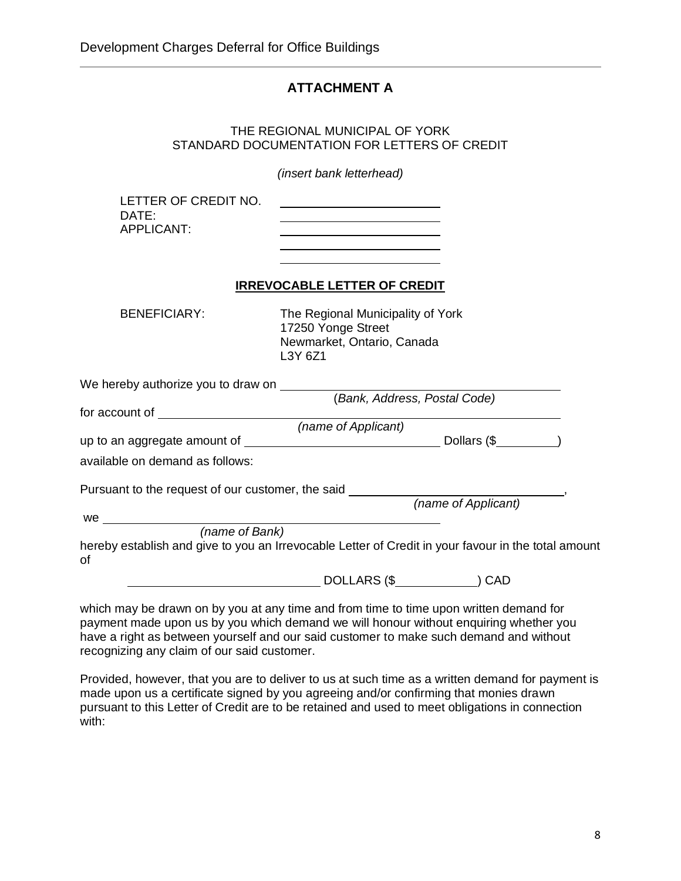## ATTACHMENT A

THE REGIONAL MUNICIPAL OF YORK
STANDARD DOCUMENTATION FOR LETTERS OF CREDIT

*(insert bank letterhead)*

LETTER OF CREDIT NO. ______________________
DATE: ______________________
APPLICANT: ______________________
______________________
______________________

**IRREVOCABLE LETTER OF CREDIT**

BENEFICIARY: The Regional Municipality of York
17250 Yonge Street
Newmarket, Ontario, Canada
L3Y 6Z1

We hereby authorize you to draw on ______________________________________
(*Bank, Address, Postal Code)*

for account of ______________________________________
*(name of Applicant)*

up to an aggregate amount of ______________________ Dollars ($________)

available on demand as follows:

Pursuant to the request of our customer, the said ______________________,
*(name of Applicant)*

we ______________________________________
*(name of Bank)*

hereby establish and give to you an Irrevocable Letter of Credit in your favour in the total amount of

______________________ DOLLARS ($__________) CAD

which may be drawn on by you at any time and from time to time upon written demand for payment made upon us by you which demand we will honour without enquiring whether you have a right as between yourself and our said customer to make such demand and without recognizing any claim of our said customer.

Provided, however, that you are to deliver to us at such time as a written demand for payment is made upon us a certificate signed by you agreeing and/or confirming that monies drawn pursuant to this Letter of Credit are to be retained and used to meet obligations in connection with: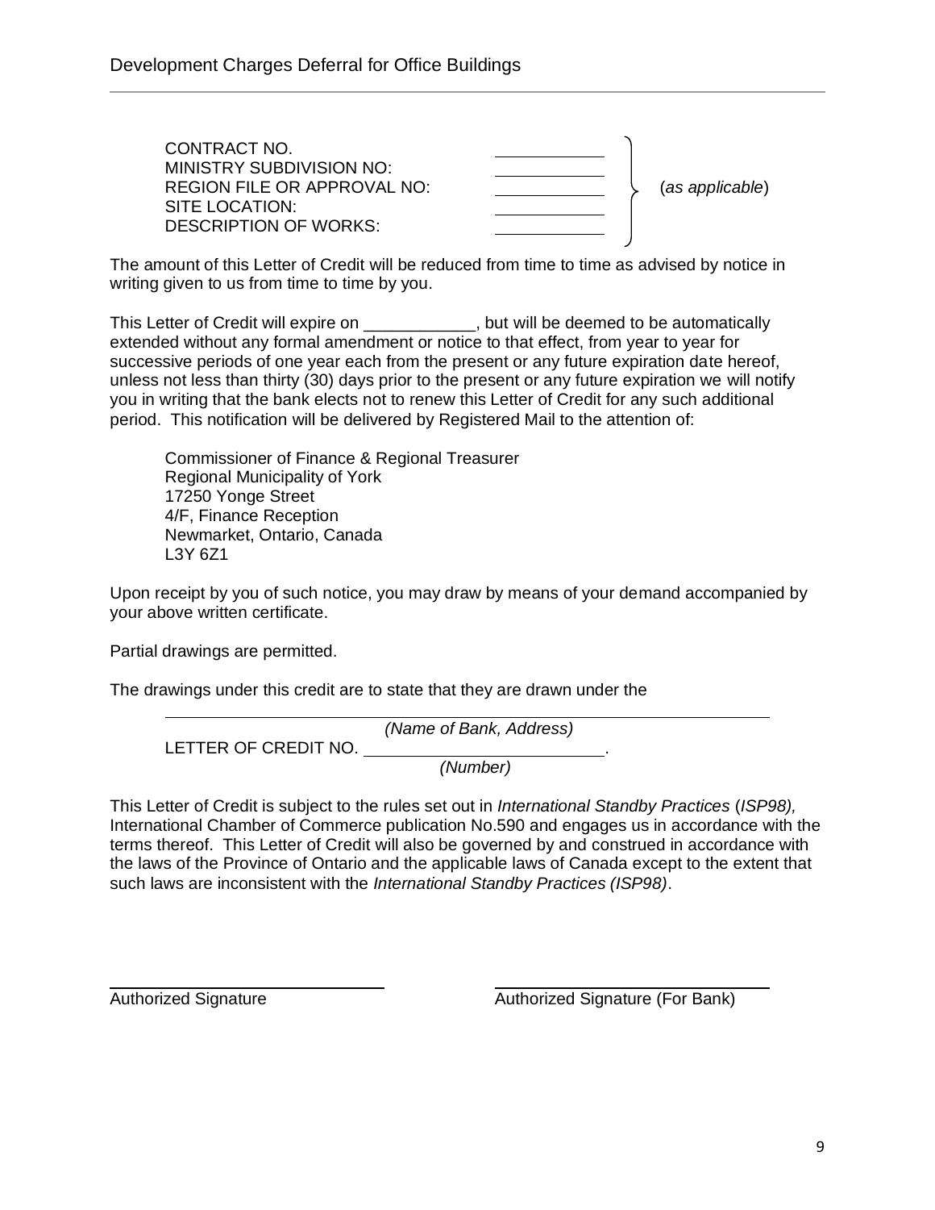CONTRACT NO. ____________
MINISTRY SUBDIVISION NO: ____________
REGION FILE OR APPROVAL NO: ____________ (*as applicable*)
SITE LOCATION: ____________
DESCRIPTION OF WORKS: ____________

The amount of this Letter of Credit will be reduced from time to time as advised by notice in writing given to us from time to time by you.

This Letter of Credit will expire on ____________, but will be deemed to be automatically extended without any formal amendment or notice to that effect, from year to year for successive periods of one year each from the present or any future expiration date hereof, unless not less than thirty (30) days prior to the present or any future expiration we will notify you in writing that the bank elects not to renew this Letter of Credit for any such additional period. This notification will be delivered by Registered Mail to the attention of:

Commissioner of Finance & Regional Treasurer
Regional Municipality of York
17250 Yonge Street
4/F, Finance Reception
Newmarket, Ontario, Canada
L3Y 6Z1

Upon receipt by you of such notice, you may draw by means of your demand accompanied by your above written certificate.

Partial drawings are permitted.

The drawings under this credit are to state that they are drawn under the

______________________________________________
*(Name of Bank, Address)*

LETTER OF CREDIT NO. __________________________.
*(Number)*

This Letter of Credit is subject to the rules set out in *International Standby Practices* (*ISP98),* International Chamber of Commerce publication No.590 and engages us in accordance with the terms thereof. This Letter of Credit will also be governed by and construed in accordance with the laws of the Province of Ontario and the applicable laws of Canada except to the extent that such laws are inconsistent with the *International Standby Practices (ISP98)*.

______________________________
Authorized Signature

______________________________
Authorized Signature (For Bank)